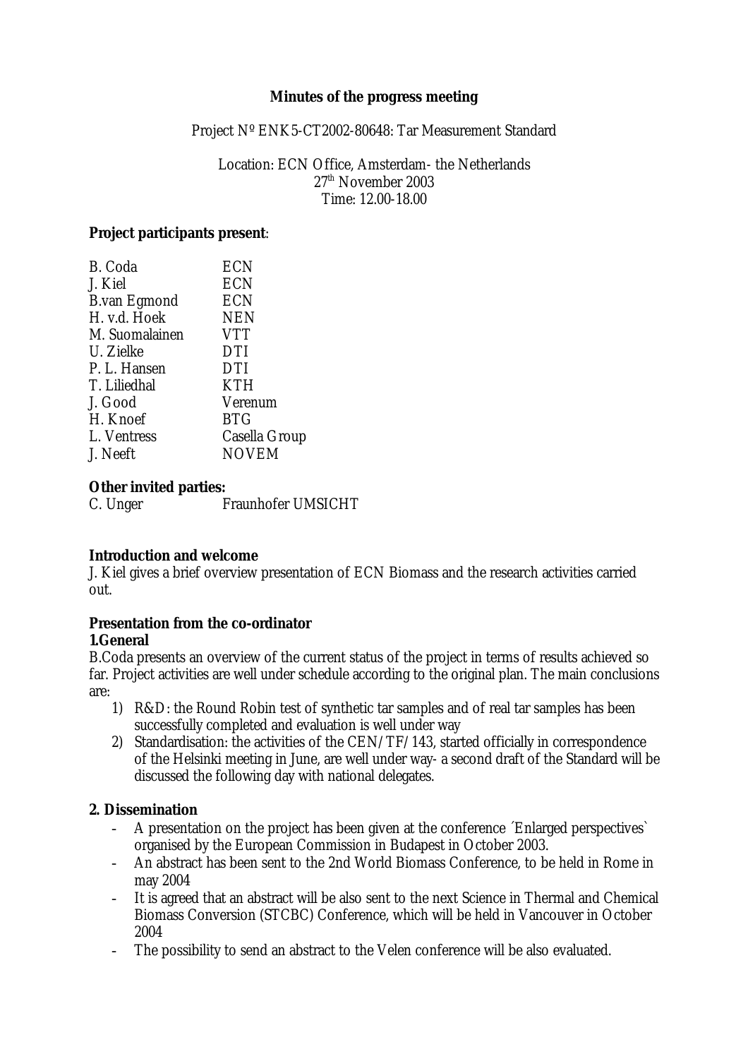**Minutes of the progress meeting**

Project Nº ENK5-CT2002-80648: Tar Measurement Standard

Location: ECN Office, Amsterdam- the Netherlands
27th November 2003
Time: 12.00-18.00

**Project participants present**:

| | |
|---|---|
| B. Coda | ECN |
| J. Kiel | ECN |
| B.van Egmond | ECN |
| H. v.d. Hoek | NEN |
| M. Suomalainen | VTT |
| U. Zielke | DTI |
| P. L. Hansen | DTI |
| T. Liliedhal | KTH |
| J. Good | Verenum |
| H. Knoef | BTG |
| L. Ventress | Casella Group |
| J. Neeft | NOVEM |

**Other invited parties:**

| | |
|---|---|
| C. Unger | Fraunhofer UMSICHT |

**Introduction and welcome**

J. Kiel gives a brief overview presentation of ECN Biomass and the research activities carried out.

**Presentation from the co-ordinator**

**1.General**

B.Coda presents an overview of the current status of the project in terms of results achieved so far. Project activities are well under schedule according to the original plan. The main conclusions are:

1) R&D: the Round Robin test of synthetic tar samples and of real tar samples has been successfully completed and evaluation is well under way
2) Standardisation: the activities of the CEN/TF/143, started officially in correspondence of the Helsinki meeting in June, are well under way- a second draft of the Standard will be discussed the following day with national delegates.

**2. Dissemination**

- A presentation on the project has been given at the conference ´Enlarged perspectives` organised by the European Commission in Budapest in October 2003.
- An abstract has been sent to the 2nd World Biomass Conference, to be held in Rome in may 2004
- It is agreed that an abstract will be also sent to the next Science in Thermal and Chemical Biomass Conversion (STCBC) Conference, which will be held in Vancouver in October 2004
- The possibility to send an abstract to the Velen conference will be also evaluated.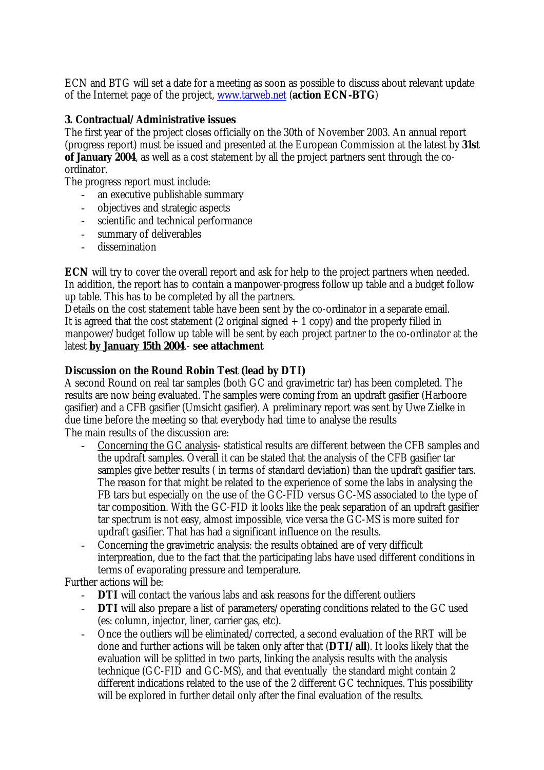ECN and BTG will set a date for a meeting as soon as possible to discuss about relevant update of the Internet page of the project, www.tarweb.net (**action ECN-BTG**)

### 3. Contractual/Administrative issues

The first year of the project closes officially on the 30th of November 2003. An annual report (progress report) must be issued and presented at the European Commission at the latest by **31st of January 2004**, as well as a cost statement by all the project partners sent through the co-ordinator.

The progress report must include:

- an executive publishable summary
- objectives and strategic aspects
- scientific and technical performance
- summary of deliverables
- dissemination

**ECN** will try to cover the overall report and ask for help to the project partners when needed. In addition, the report has to contain a manpower-progress follow up table and a budget follow up table. This has to be completed by all the partners.

Details on the cost statement table have been sent by the co-ordinator in a separate email.

It is agreed that the cost statement (2 original signed + 1 copy) and the properly filled in manpower/budget follow up table will be sent by each project partner to the co-ordinator at the latest **<u>by January 15th 2004</u>**.- **see attachment**

### Discussion on the Round Robin Test (lead by DTI)

A second Round on real tar samples (both GC and gravimetric tar) has been completed. The results are now being evaluated. The samples were coming from an updraft gasifier (Harboore gasifier) and a CFB gasifier (Umsicht gasifier). A preliminary report was sent by Uwe Zielke in due time before the meeting so that everybody had time to analyse the results

The main results of the discussion are:

- <u>Concerning the GC analysis</u>- statistical results are different between the CFB samples and the updraft samples. Overall it can be stated that the analysis of the CFB gasifier tar samples give better results ( in terms of standard deviation) than the updraft gasifier tars. The reason for that might be related to the experience of some the labs in analysing the FB tars but especially on the use of the GC-FID versus GC-MS associated to the type of tar composition. With the GC-FID it looks like the peak separation of an updraft gasifier tar spectrum is not easy, almost impossible, vice versa the GC-MS is more suited for updraft gasifier. That has had a significant influence on the results.
- <u>Concerning the gravimetric analysis</u>: the results obtained are of very difficult interpreation, due to the fact that the participating labs have used different conditions in terms of evaporating pressure and temperature.

Further actions will be:

- **DTI** will contact the various labs and ask reasons for the different outliers
- **DTI** will also prepare a list of parameters/operating conditions related to the GC used (es: column, injector, liner, carrier gas, etc).
- Once the outliers will be eliminated/corrected, a second evaluation of the RRT will be done and further actions will be taken only after that (**DTI/all**). It looks likely that the evaluation will be splitted in two parts, linking the analysis results with the analysis technique (GC-FID and GC-MS), and that eventually the standard might contain 2 different indications related to the use of the 2 different GC techniques. This possibility will be explored in further detail only after the final evaluation of the results.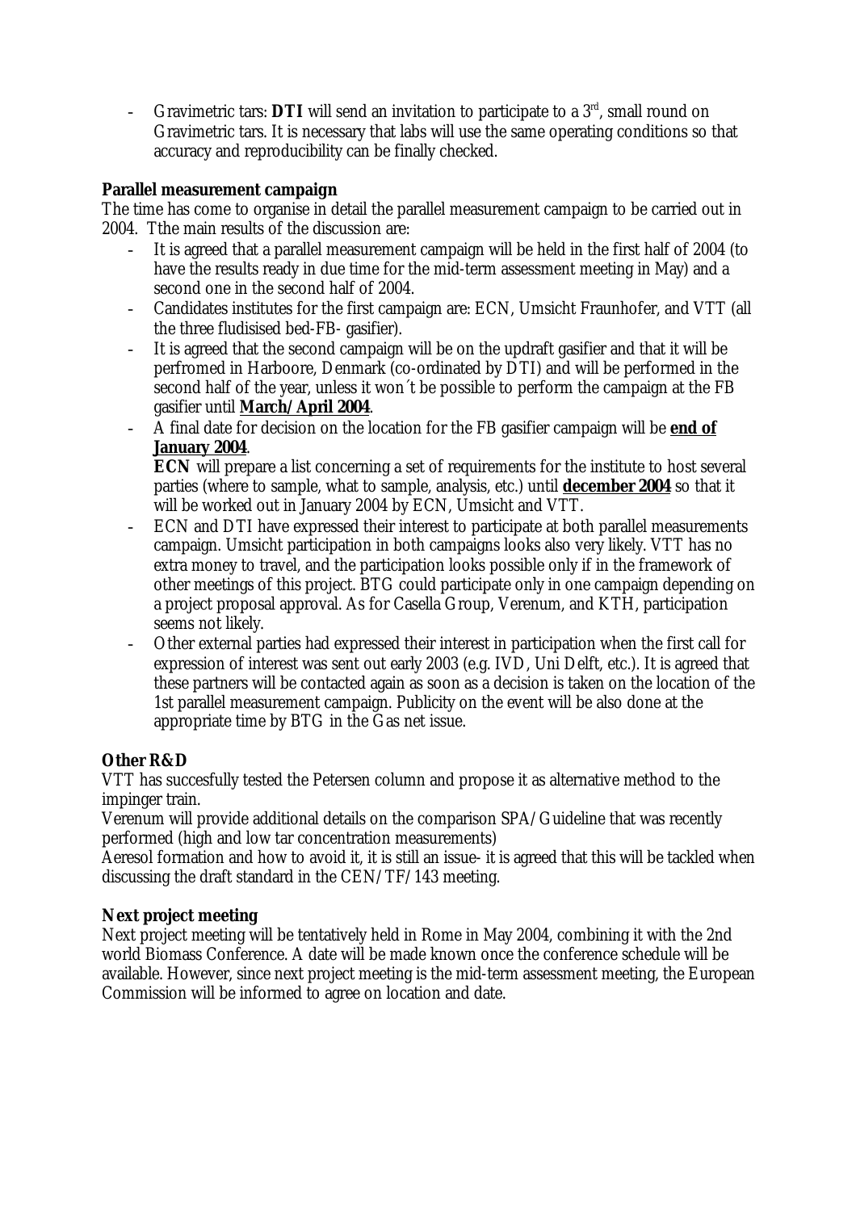- Gravimetric tars: **DTI** will send an invitation to participate to a 3rd, small round on Gravimetric tars. It is necessary that labs will use the same operating conditions so that accuracy and reproducibility can be finally checked.

**Parallel measurement campaign**

The time has come to organise in detail the parallel measurement campaign to be carried out in 2004. Tthe main results of the discussion are:

- It is agreed that a parallel measurement campaign will be held in the first half of 2004 (to have the results ready in due time for the mid-term assessment meeting in May) and a second one in the second half of 2004.
- Candidates institutes for the first campaign are: ECN, Umsicht Fraunhofer, and VTT (all the three fludisised bed-FB- gasifier).
- It is agreed that the second campaign will be on the updraft gasifier and that it will be perfromed in Harboore, Denmark (co-ordinated by DTI) and will be performed in the second half of the year, unless it won´t be possible to perform the campaign at the FB gasifier until **March/April 2004**.
- A final date for decision on the location for the FB gasifier campaign will be **end of January 2004**.
  **ECN** will prepare a list concerning a set of requirements for the institute to host several parties (where to sample, what to sample, analysis, etc.) until **december 2004** so that it will be worked out in January 2004 by ECN, Umsicht and VTT.
- ECN and DTI have expressed their interest to participate at both parallel measurements campaign. Umsicht participation in both campaigns looks also very likely. VTT has no extra money to travel, and the participation looks possible only if in the framework of other meetings of this project. BTG could participate only in one campaign depending on a project proposal approval. As for Casella Group, Verenum, and KTH, participation seems not likely.
- Other external parties had expressed their interest in participation when the first call for expression of interest was sent out early 2003 (e.g. IVD, Uni Delft, etc.). It is agreed that these partners will be contacted again as soon as a decision is taken on the location of the 1st parallel measurement campaign. Publicity on the event will be also done at the appropriate time by BTG in the Gas net issue.

**Other R&D**

VTT has succesfully tested the Petersen column and propose it as alternative method to the impinger train.

Verenum will provide additional details on the comparison SPA/Guideline that was recently performed (high and low tar concentration measurements)

Aeresol formation and how to avoid it, it is still an issue- it is agreed that this will be tackled when discussing the draft standard in the CEN/TF/143 meeting.

**Next project meeting**

Next project meeting will be tentatively held in Rome in May 2004, combining it with the 2nd world Biomass Conference. A date will be made known once the conference schedule will be available. However, since next project meeting is the mid-term assessment meeting, the European Commission will be informed to agree on location and date.